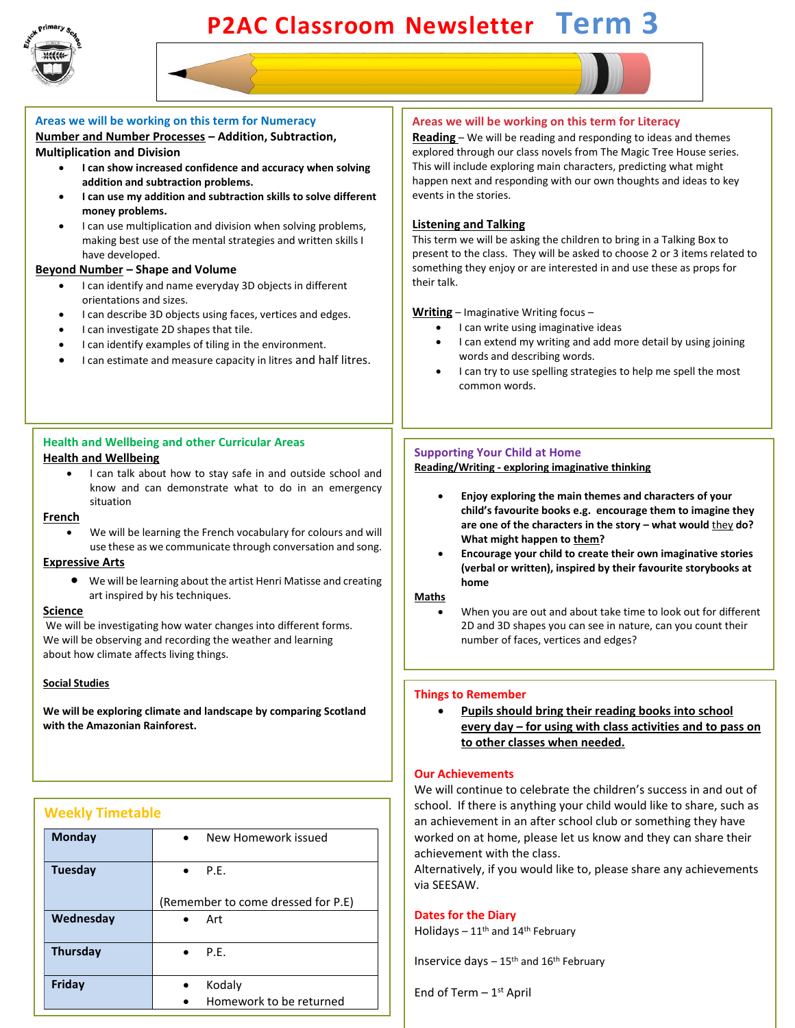# P2AC Classroom Newsletter Term 3

## Areas we will be working on this term for Numeracy

**Number and Number Processes – Addition, Subtraction, Multiplication and Division**

- **I can show increased confidence and accuracy when solving addition and subtraction problems.**
- **I can use my addition and subtraction skills to solve different money problems.**
- I can use multiplication and division when solving problems, making best use of the mental strategies and written skills I have developed.

**Beyond Number – Shape and Volume**

- I can identify and name everyday 3D objects in different orientations and sizes.
- I can describe 3D objects using faces, vertices and edges.
- I can investigate 2D shapes that tile.
- I can identify examples of tiling in the environment.
- I can estimate and measure capacity in litres and half litres.

## Areas we will be working on this term for Literacy

**Reading** – We will be reading and responding to ideas and themes explored through our class novels from The Magic Tree House series. This will include exploring main characters, predicting what might happen next and responding with our own thoughts and ideas to key events in the stories.

**Listening and Talking**

This term we will be asking the children to bring in a Talking Box to present to the class. They will be asked to choose 2 or 3 items related to something they enjoy or are interested in and use these as props for their talk.

**Writing** – Imaginative Writing focus –

- I can write using imaginative ideas
- I can extend my writing and add more detail by using joining words and describing words.
- I can try to use spelling strategies to help me spell the most common words.

## Health and Wellbeing and other Curricular Areas

**Health and Wellbeing**

- I can talk about how to stay safe in and outside school and know and can demonstrate what to do in an emergency situation

**French**

- We will be learning the French vocabulary for colours and will use these as we communicate through conversation and song.

**Expressive Arts**

- We will be learning about the artist Henri Matisse and creating art inspired by his techniques.

**Science**

We will be investigating how water changes into different forms. We will be observing and recording the weather and learning about how climate affects living things.

**Social Studies**

**We will be exploring climate and landscape by comparing Scotland with the Amazonian Rainforest.**

## Supporting Your Child at Home

**Reading/Writing - exploring imaginative thinking**

- **Enjoy exploring the main themes and characters of your child's favourite books e.g. encourage them to imagine they are one of the characters in the story – what would they do? What might happen to them?**
- **Encourage your child to create their own imaginative stories (verbal or written), inspired by their favourite storybooks at home**

**Maths**

- When you are out and about take time to look out for different 2D and 3D shapes you can see in nature, can you count their number of faces, vertices and edges?

## Weekly Timetable

| Day | |
|---|---|
| **Monday** | • New Homework issued |
| **Tuesday** | • P.E. (Remember to come dressed for P.E) |
| **Wednesday** | • Art |
| **Thursday** | • P.E. |
| **Friday** | • Kodaly • Homework to be returned |

## Things to Remember

- **Pupils should bring their reading books into school every day – for using with class activities and to pass on to other classes when needed.**

## Our Achievements

We will continue to celebrate the children's success in and out of school. If there is anything your child would like to share, such as an achievement in an after school club or something they have worked on at home, please let us know and they can share their achievement with the class.

Alternatively, if you would like to, please share any achievements via SEESAW.

## Dates for the Diary

Holidays – 11th and 14th February

Inservice days – 15th and 16th February

End of Term – 1st April